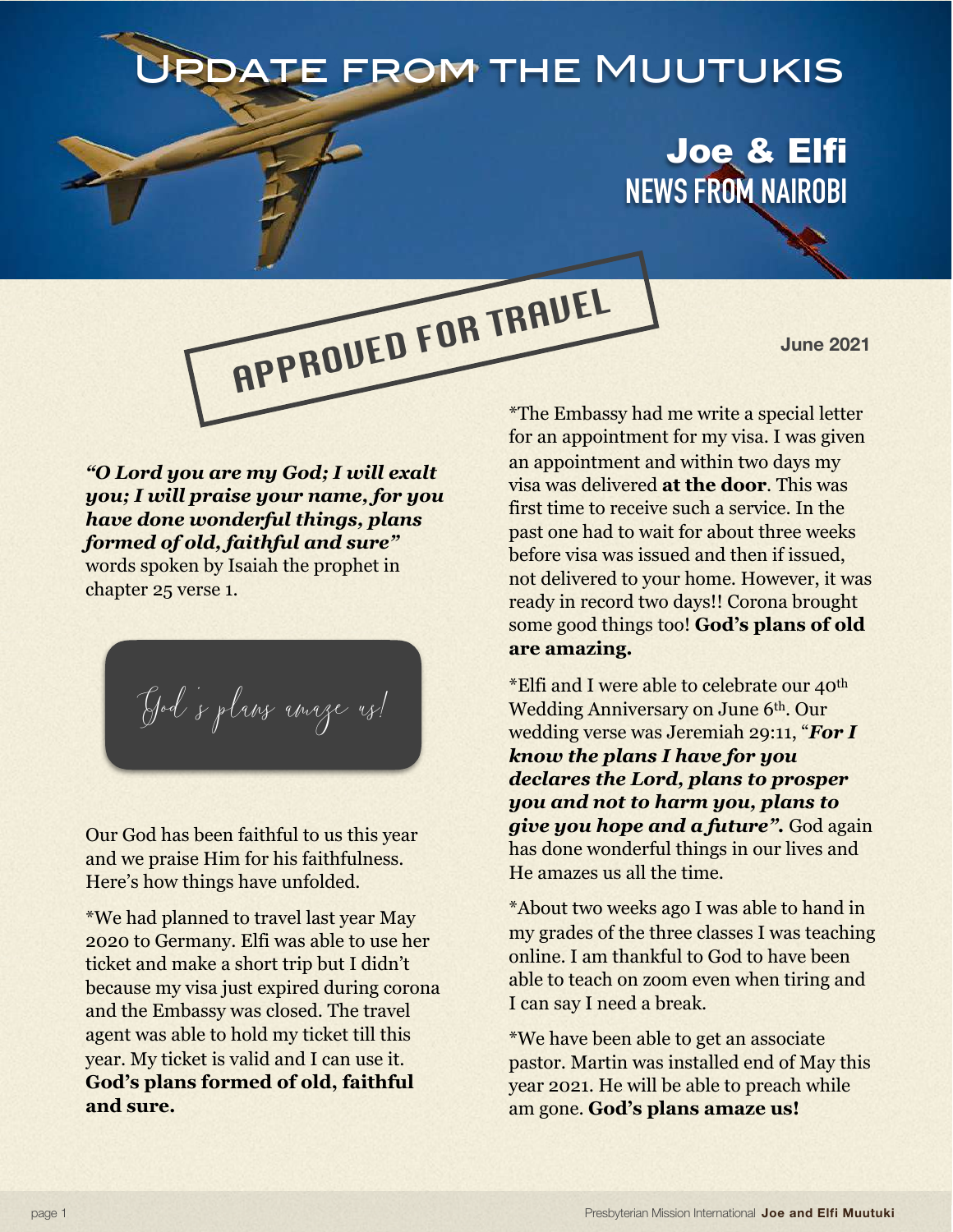# Update from the Muutukis

## Joe & Elfi

## NEWS FROM NAIROBI

APPROVED FOR TRAVEL

**June 2021**

***"O Lord you are my God; I will exalt you; I will praise your name, for you have done wonderful things, plans formed of old, faithful and sure"*** words spoken by Isaiah the prophet in chapter 25 verse 1.

*God's plans amaze us!*

Our God has been faithful to us this year and we praise Him for his faithfulness. Here's how things have unfolded.

*We had planned to travel last year May 2020 to Germany. Elfi was able to use her ticket and make a short trip but I didn't because my visa just expired during corona and the Embassy was closed. The travel agent was able to hold my ticket till this year. My ticket is valid and I can use it. **God's plans formed of old, faithful and sure.**

*The Embassy had me write a special letter for an appointment for my visa. I was given an appointment and within two days my visa was delivered **at the door**. This was first time to receive such a service. In the past one had to wait for about three weeks before visa was issued and then if issued, not delivered to your home. However, it was ready in record two days!! Corona brought some good things too! **God's plans of old are amazing.**

*Elfi and I were able to celebrate our 40th Wedding Anniversary on June 6th. Our wedding verse was Jeremiah 29:11, "***For I know the plans I have for you declares the Lord, plans to prosper you and not to harm you, plans to give you hope and a future".*** God again has done wonderful things in our lives and He amazes us all the time.

*About two weeks ago I was able to hand in my grades of the three classes I was teaching online. I am thankful to God to have been able to teach on zoom even when tiring and I can say I need a break.

*We have been able to get an associate pastor. Martin was installed end of May this year 2021. He will be able to preach while am gone. **God's plans amaze us!**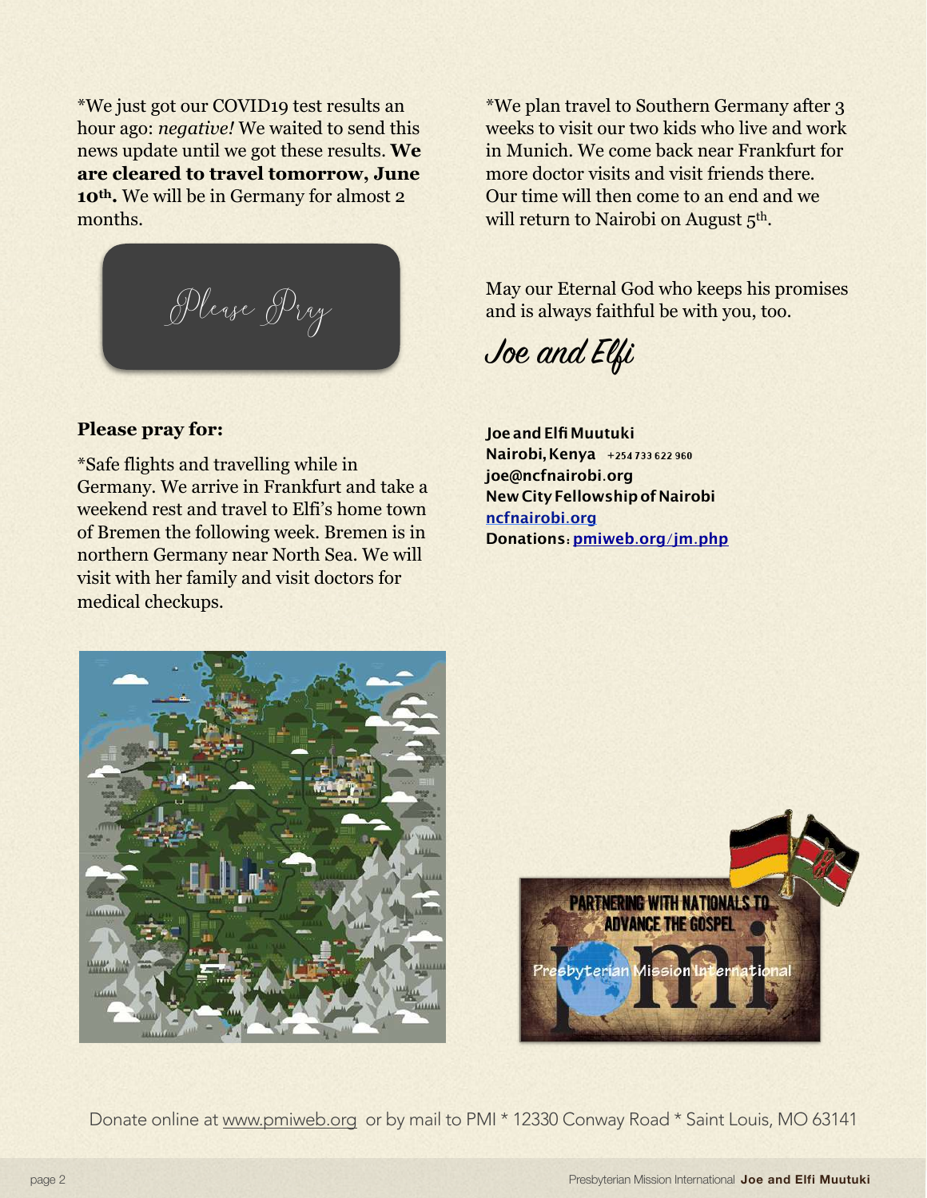*We just got our COVID19 test results an hour ago: *negative!* We waited to send this news update until we got these results. **We are cleared to travel tomorrow, June 10th.** We will be in Germany for almost 2 months.

Please Pray

**Please pray for:**

*Safe flights and travelling while in Germany. We arrive in Frankfurt and take a weekend rest and travel to Elfi's home town of Bremen the following week. Bremen is in northern Germany near North Sea. We will visit with her family and visit doctors for medical checkups.

*We plan travel to Southern Germany after 3 weeks to visit our two kids who live and work in Munich. We come back near Frankfurt for more doctor visits and visit friends there. Our time will then come to an end and we will return to Nairobi on August 5th.

May our Eternal God who keeps his promises and is always faithful be with you, too.

*Joe and Elfi*

**Joe and Elfi Muutuki**
**Nairobi, Kenya** +254 733 622 960
**joe@ncfnairobi.org**
**New City Fellowship of Nairobi**
**ncfnairobi.org**
**Donations: pmiweb.org/jm.php**

PARTNERING WITH NATIONALS TO ADVANCE THE GOSPEL

Presbyterian Mission International

Donate online at www.pmiweb.org or by mail to PMI * 12330 Conway Road * Saint Louis, MO 63141